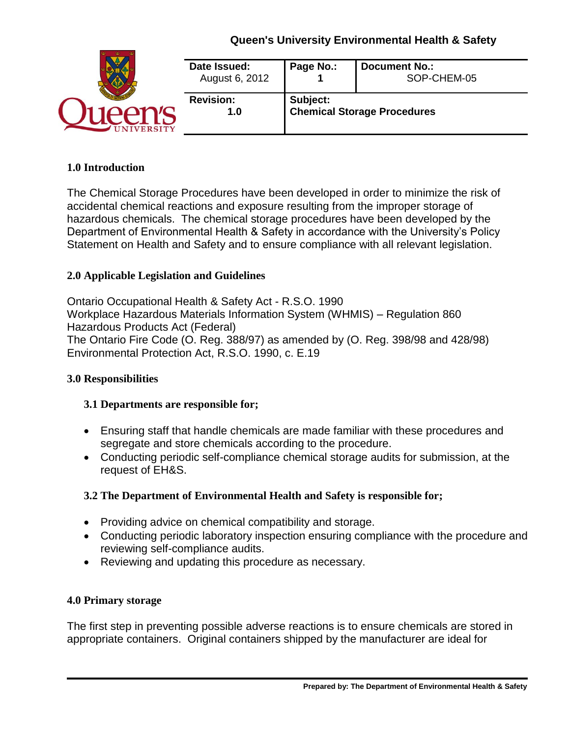**Queen's University Environmental Health & Safety**

| Date Issued: August 6, 2012 | Page No.: 1 | Document No.: SOP-CHEM-05 |
|---|---|---|
| **Revision:** 1.0 | **Subject:** Chemical Storage Procedures | |

## 1.0 Introduction

The Chemical Storage Procedures have been developed in order to minimize the risk of accidental chemical reactions and exposure resulting from the improper storage of hazardous chemicals. The chemical storage procedures have been developed by the Department of Environmental Health & Safety in accordance with the University's Policy Statement on Health and Safety and to ensure compliance with all relevant legislation.

## 2.0 Applicable Legislation and Guidelines

Ontario Occupational Health & Safety Act - R.S.O. 1990
Workplace Hazardous Materials Information System (WHMIS) – Regulation 860
Hazardous Products Act (Federal)
The Ontario Fire Code (O. Reg. 388/97) as amended by (O. Reg. 398/98 and 428/98)
Environmental Protection Act, R.S.O. 1990, c. E.19

## 3.0 Responsibilities

### 3.1 Departments are responsible for;

- Ensuring staff that handle chemicals are made familiar with these procedures and segregate and store chemicals according to the procedure.
- Conducting periodic self-compliance chemical storage audits for submission, at the request of EH&S.

### 3.2 The Department of Environmental Health and Safety is responsible for;

- Providing advice on chemical compatibility and storage.
- Conducting periodic laboratory inspection ensuring compliance with the procedure and reviewing self-compliance audits.
- Reviewing and updating this procedure as necessary.

## 4.0 Primary storage

The first step in preventing possible adverse reactions is to ensure chemicals are stored in appropriate containers. Original containers shipped by the manufacturer are ideal for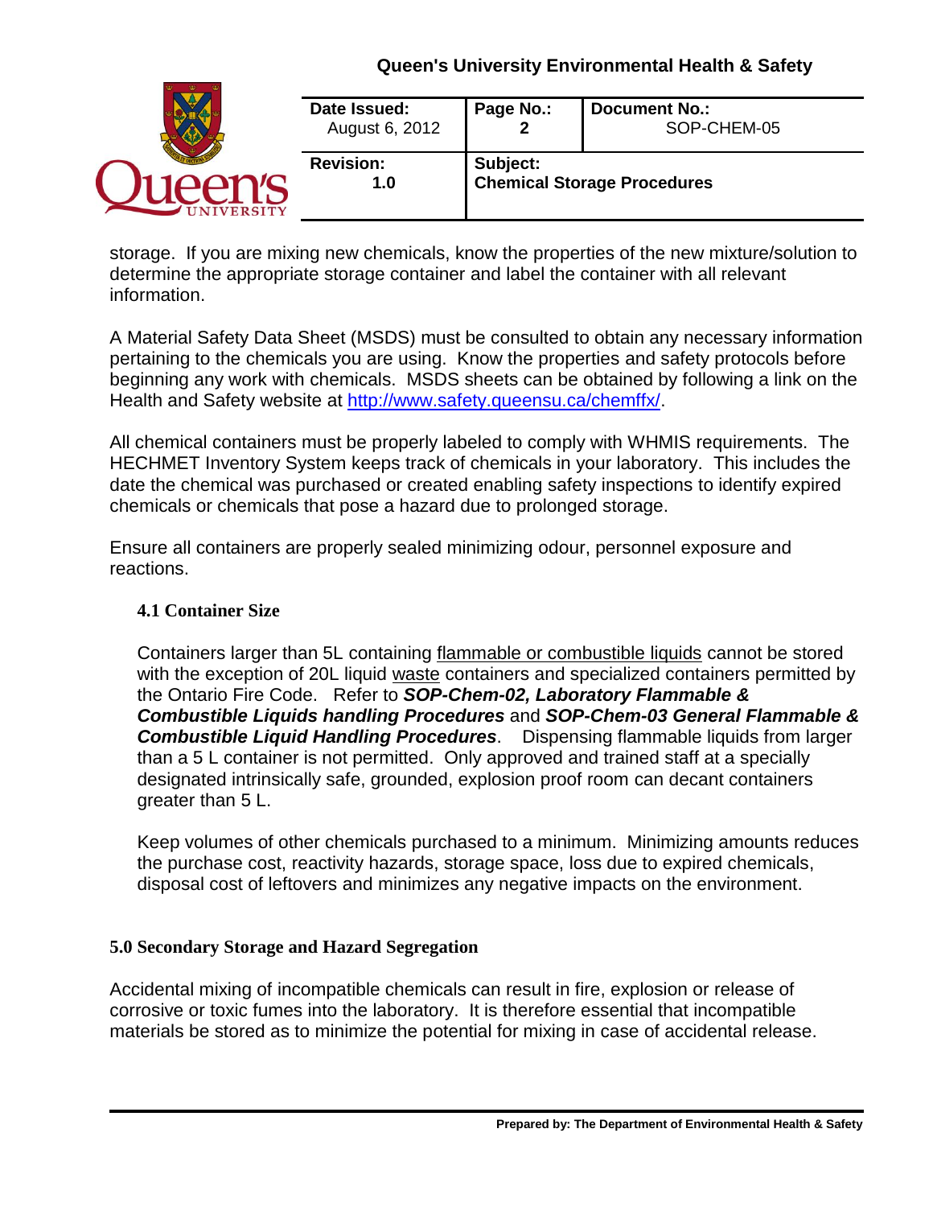storage. If you are mixing new chemicals, know the properties of the new mixture/solution to determine the appropriate storage container and label the container with all relevant information.

A Material Safety Data Sheet (MSDS) must be consulted to obtain any necessary information pertaining to the chemicals you are using. Know the properties and safety protocols before beginning any work with chemicals. MSDS sheets can be obtained by following a link on the Health and Safety website at [http://www.safety.queensu.ca/chemffx/](http://www.safety.queensu.ca/chemffx/).

All chemical containers must be properly labeled to comply with WHMIS requirements. The HECHMET Inventory System keeps track of chemicals in your laboratory. This includes the date the chemical was purchased or created enabling safety inspections to identify expired chemicals or chemicals that pose a hazard due to prolonged storage.

Ensure all containers are properly sealed minimizing odour, personnel exposure and reactions.

### 4.1 Container Size

Containers larger than 5L containing flammable or combustible liquids cannot be stored with the exception of 20L liquid waste containers and specialized containers permitted by the Ontario Fire Code. Refer to ***SOP-Chem-02, Laboratory Flammable & Combustible Liquids handling Procedures*** and ***SOP-Chem-03 General Flammable & Combustible Liquid Handling Procedures***. Dispensing flammable liquids from larger than a 5 L container is not permitted. Only approved and trained staff at a specially designated intrinsically safe, grounded, explosion proof room can decant containers greater than 5 L.

Keep volumes of other chemicals purchased to a minimum. Minimizing amounts reduces the purchase cost, reactivity hazards, storage space, loss due to expired chemicals, disposal cost of leftovers and minimizes any negative impacts on the environment.

## 5.0 Secondary Storage and Hazard Segregation

Accidental mixing of incompatible chemicals can result in fire, explosion or release of corrosive or toxic fumes into the laboratory. It is therefore essential that incompatible materials be stored as to minimize the potential for mixing in case of accidental release.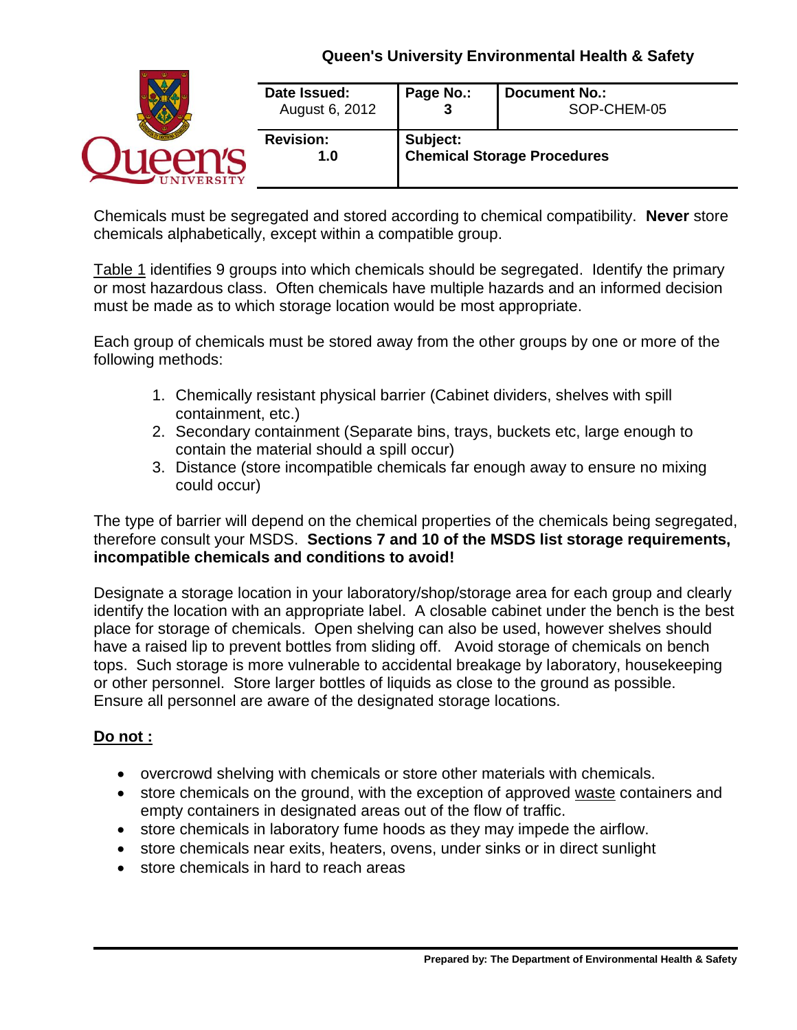Chemicals must be segregated and stored according to chemical compatibility. **Never** store chemicals alphabetically, except within a compatible group.

Table 1 identifies 9 groups into which chemicals should be segregated. Identify the primary or most hazardous class. Often chemicals have multiple hazards and an informed decision must be made as to which storage location would be most appropriate.

Each group of chemicals must be stored away from the other groups by one or more of the following methods:

1. Chemically resistant physical barrier (Cabinet dividers, shelves with spill containment, etc.)
2. Secondary containment (Separate bins, trays, buckets etc, large enough to contain the material should a spill occur)
3. Distance (store incompatible chemicals far enough away to ensure no mixing could occur)

The type of barrier will depend on the chemical properties of the chemicals being segregated, therefore consult your MSDS. **Sections 7 and 10 of the MSDS list storage requirements, incompatible chemicals and conditions to avoid!**

Designate a storage location in your laboratory/shop/storage area for each group and clearly identify the location with an appropriate label. A closable cabinet under the bench is the best place for storage of chemicals. Open shelving can also be used, however shelves should have a raised lip to prevent bottles from sliding off. Avoid storage of chemicals on bench tops. Such storage is more vulnerable to accidental breakage by laboratory, housekeeping or other personnel. Store larger bottles of liquids as close to the ground as possible. Ensure all personnel are aware of the designated storage locations.

**Do not :**

- overcrowd shelving with chemicals or store other materials with chemicals.
- store chemicals on the ground, with the exception of approved waste containers and empty containers in designated areas out of the flow of traffic.
- store chemicals in laboratory fume hoods as they may impede the airflow.
- store chemicals near exits, heaters, ovens, under sinks or in direct sunlight
- store chemicals in hard to reach areas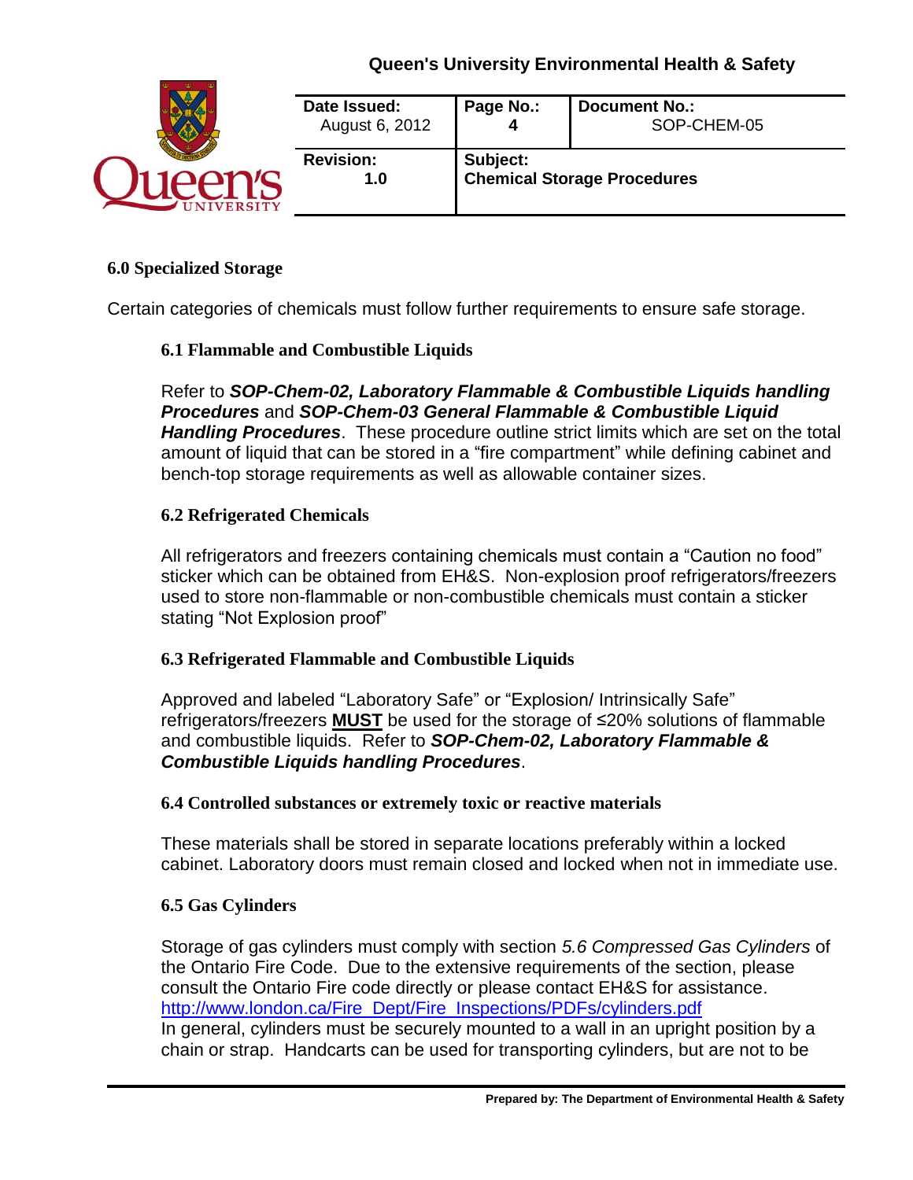## 6.0 Specialized Storage

Certain categories of chemicals must follow further requirements to ensure safe storage.

### 6.1 Flammable and Combustible Liquids

Refer to ***SOP-Chem-02, Laboratory Flammable & Combustible Liquids handling Procedures*** and ***SOP-Chem-03 General Flammable & Combustible Liquid Handling Procedures***. These procedure outline strict limits which are set on the total amount of liquid that can be stored in a "fire compartment" while defining cabinet and bench-top storage requirements as well as allowable container sizes.

### 6.2 Refrigerated Chemicals

All refrigerators and freezers containing chemicals must contain a "Caution no food" sticker which can be obtained from EH&S. Non-explosion proof refrigerators/freezers used to store non-flammable or non-combustible chemicals must contain a sticker stating "Not Explosion proof"

### 6.3 Refrigerated Flammable and Combustible Liquids

Approved and labeled "Laboratory Safe" or "Explosion/ Intrinsically Safe" refrigerators/freezers **MUST** be used for the storage of ≤20% solutions of flammable and combustible liquids. Refer to ***SOP-Chem-02, Laboratory Flammable & Combustible Liquids handling Procedures***.

### 6.4 Controlled substances or extremely toxic or reactive materials

These materials shall be stored in separate locations preferably within a locked cabinet. Laboratory doors must remain closed and locked when not in immediate use.

### 6.5 Gas Cylinders

Storage of gas cylinders must comply with section *5.6 Compressed Gas Cylinders* of the Ontario Fire Code. Due to the extensive requirements of the section, please consult the Ontario Fire code directly or please contact EH&S for assistance.
http://www.london.ca/Fire_Dept/Fire_Inspections/PDFs/cylinders.pdf
In general, cylinders must be securely mounted to a wall in an upright position by a chain or strap. Handcarts can be used for transporting cylinders, but are not to be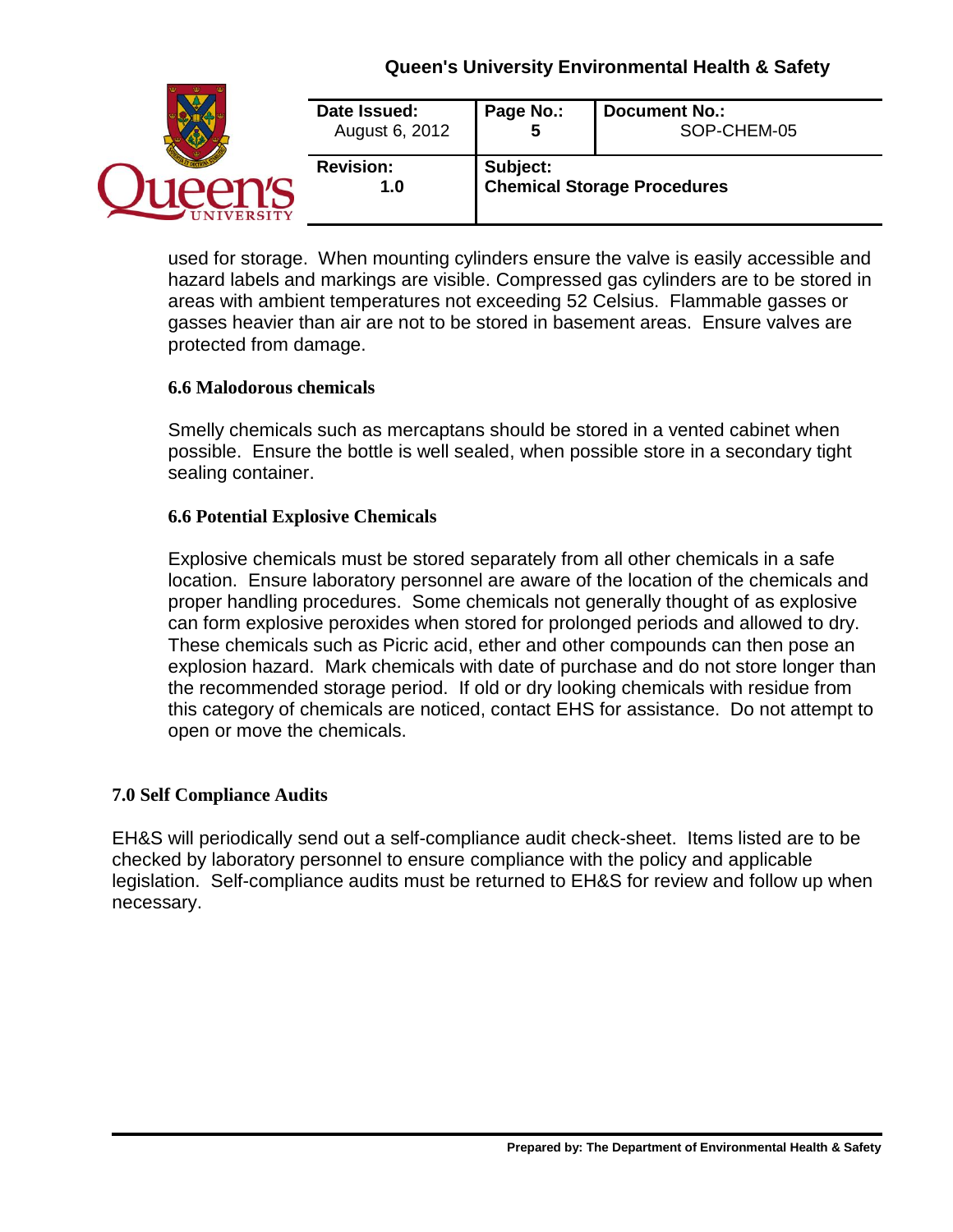used for storage. When mounting cylinders ensure the valve is easily accessible and hazard labels and markings are visible. Compressed gas cylinders are to be stored in areas with ambient temperatures not exceeding 52 Celsius. Flammable gasses or gasses heavier than air are not to be stored in basement areas. Ensure valves are protected from damage.

### 6.6 Malodorous chemicals

Smelly chemicals such as mercaptans should be stored in a vented cabinet when possible. Ensure the bottle is well sealed, when possible store in a secondary tight sealing container.

### 6.6 Potential Explosive Chemicals

Explosive chemicals must be stored separately from all other chemicals in a safe location. Ensure laboratory personnel are aware of the location of the chemicals and proper handling procedures. Some chemicals not generally thought of as explosive can form explosive peroxides when stored for prolonged periods and allowed to dry. These chemicals such as Picric acid, ether and other compounds can then pose an explosion hazard. Mark chemicals with date of purchase and do not store longer than the recommended storage period. If old or dry looking chemicals with residue from this category of chemicals are noticed, contact EHS for assistance. Do not attempt to open or move the chemicals.

## 7.0 Self Compliance Audits

EH&S will periodically send out a self-compliance audit check-sheet. Items listed are to be checked by laboratory personnel to ensure compliance with the policy and applicable legislation. Self-compliance audits must be returned to EH&S for review and follow up when necessary.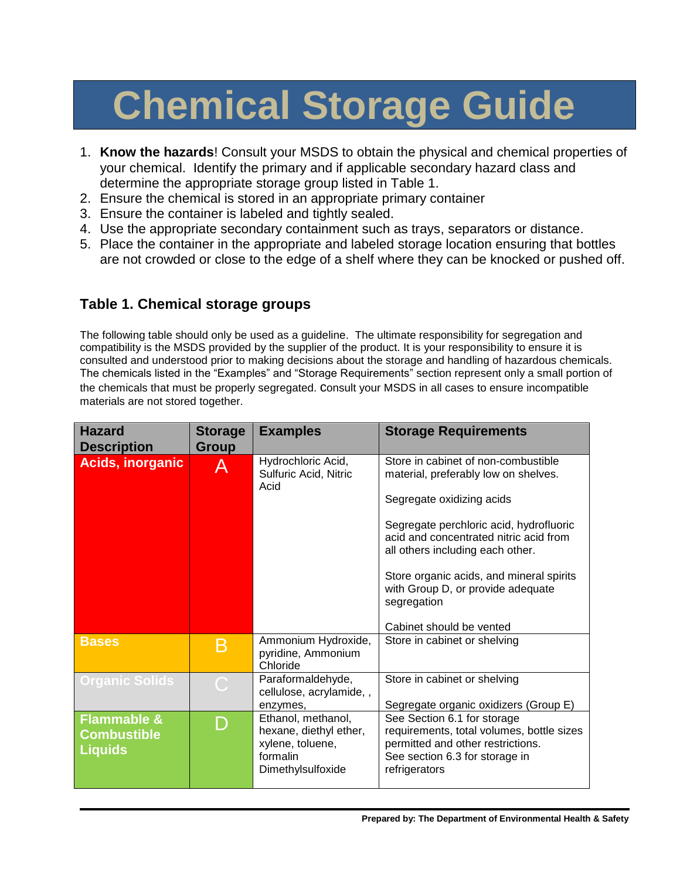# Chemical Storage Guide

1. **Know the hazards**! Consult your MSDS to obtain the physical and chemical properties of your chemical. Identify the primary and if applicable secondary hazard class and determine the appropriate storage group listed in Table 1.
2. Ensure the chemical is stored in an appropriate primary container
3. Ensure the container is labeled and tightly sealed.
4. Use the appropriate secondary containment such as trays, separators or distance.
5. Place the container in the appropriate and labeled storage location ensuring that bottles are not crowded or close to the edge of a shelf where they can be knocked or pushed off.

### Table 1. Chemical storage groups

The following table should only be used as a guideline. The ultimate responsibility for segregation and compatibility is the MSDS provided by the supplier of the product. It is your responsibility to ensure it is consulted and understood prior to making decisions about the storage and handling of hazardous chemicals. The chemicals listed in the "Examples" and "Storage Requirements" section represent only a small portion of the chemicals that must be properly segregated. Consult your MSDS in all cases to ensure incompatible materials are not stored together.

| Hazard Description | Storage Group | Examples | Storage Requirements |
|---|---|---|---|
| **Acids, inorganic** | A | Hydrochloric Acid, Sulfuric Acid, Nitric Acid | Store in cabinet of non-combustible material, preferably low on shelves.<br><br>Segregate oxidizing acids<br><br>Segregate perchloric acid, hydrofluoric acid and concentrated nitric acid from all others including each other.<br><br>Store organic acids, and mineral spirits with Group D, or provide adequate segregation<br><br>Cabinet should be vented |
| **Bases** | B | Ammonium Hydroxide, pyridine, Ammonium Chloride | Store in cabinet or shelving |
| **Organic Solids** | C | Paraformaldehyde, cellulose, acrylamide, , enzymes, | Store in cabinet or shelving<br><br>Segregate organic oxidizers (Group E) |
| **Flammable & Combustible Liquids** | D | Ethanol, methanol, hexane, diethyl ether, xylene, toluene, formalin Dimethylsulfoxide | See Section 6.1 for storage requirements, total volumes, bottle sizes permitted and other restrictions. See section 6.3 for storage in refrigerators |

Prepared by: The Department of Environmental Health & Safety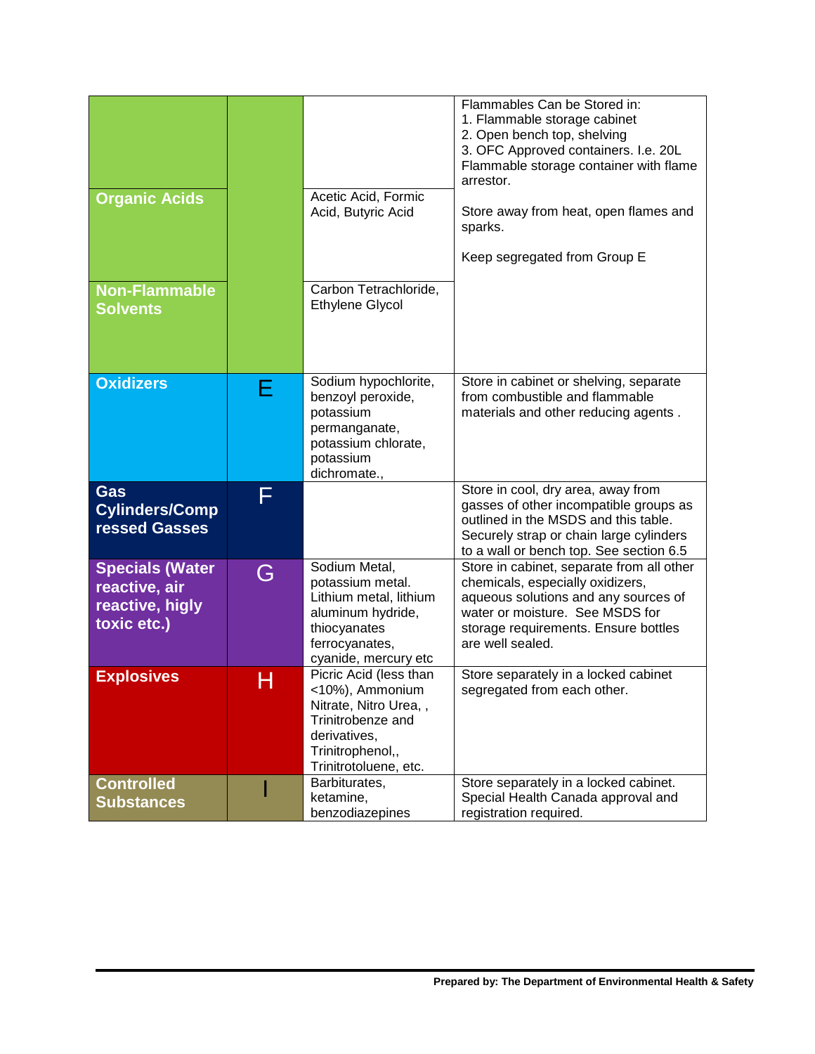| | | | |
|---|---|---|---|
| | | | Flammables Can be Stored in:<br>1. Flammable storage cabinet<br>2. Open bench top, shelving<br>3. OFC Approved containers. I.e. 20L Flammable storage container with flame arrestor.<br><br>Store away from heat, open flames and sparks.<br><br>Keep segregated from Group E |
| **Organic Acids** | | Acetic Acid, Formic Acid, Butyric Acid | |
| **Non-Flammable Solvents** | | Carbon Tetrachloride, Ethylene Glycol | |
| **Oxidizers** | E | Sodium hypochlorite, benzoyl peroxide, potassium permanganate, potassium chlorate, potassium dichromate., | Store in cabinet or shelving, separate from combustible and flammable materials and other reducing agents . |
| **Gas Cylinders/Compressed Gasses** | F | | Store in cool, dry area, away from gasses of other incompatible groups as outlined in the MSDS and this table. Securely strap or chain large cylinders to a wall or bench top. See section 6.5 |
| **Specials (Water reactive, air reactive, higly toxic etc.)** | G | Sodium Metal, potassium metal. Lithium metal, lithium aluminum hydride, thiocyanates ferrocyanates, cyanide, mercury etc | Store in cabinet, separate from all other chemicals, especially oxidizers, aqueous solutions and any sources of water or moisture. See MSDS for storage requirements. Ensure bottles are well sealed. |
| **Explosives** | H | Picric Acid (less than <10%), Ammonium Nitrate, Nitro Urea, , Trinitrobenze and derivatives, Trinitrophenol,, Trinitrotoluene, etc. | Store separately in a locked cabinet segregated from each other. |
| **Controlled Substances** | I | Barbiturates, ketamine, benzodiazepines | Store separately in a locked cabinet. Special Health Canada approval and registration required. |

**Prepared by: The Department of Environmental Health & Safety**